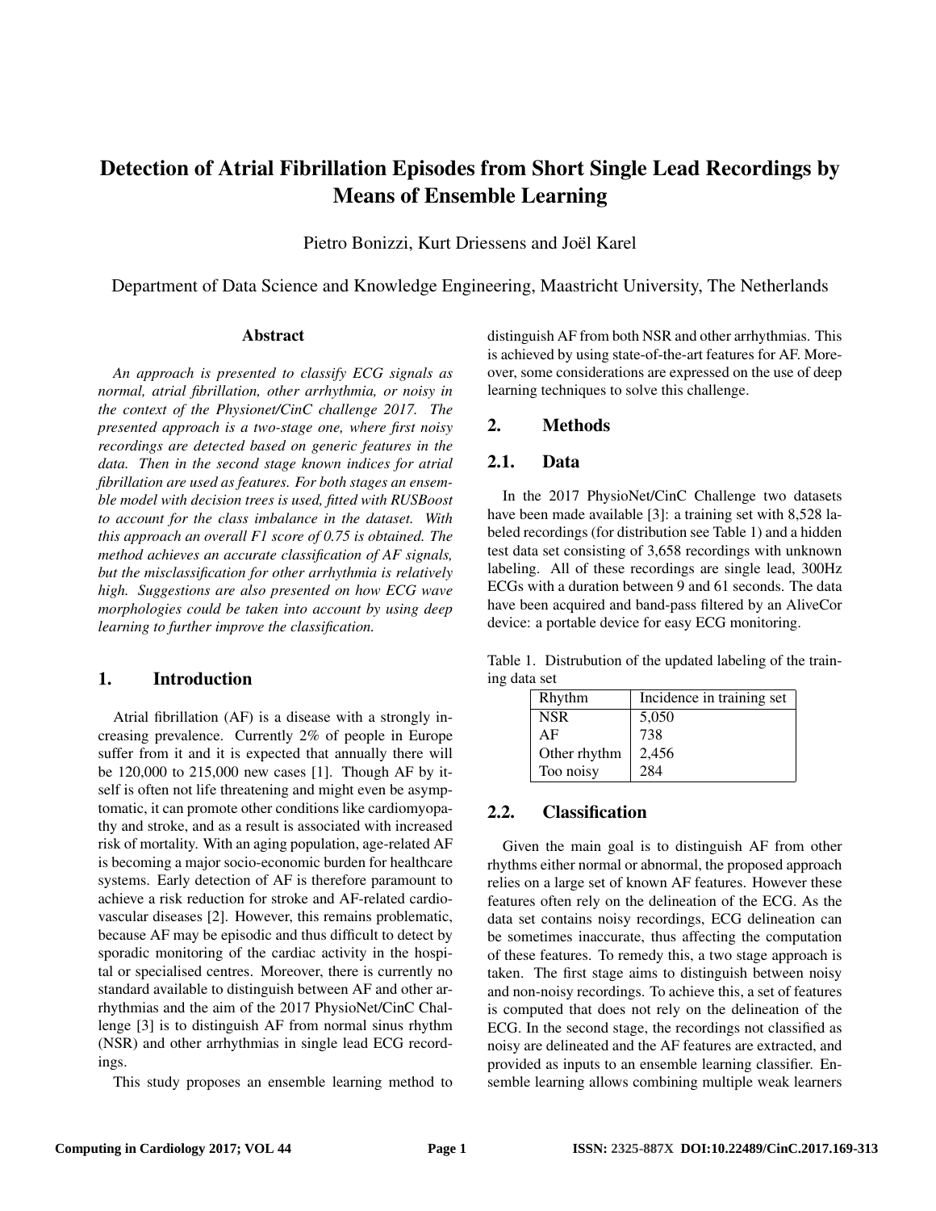# Detection of Atrial Fibrillation Episodes from Short Single Lead Recordings by Means of Ensemble Learning

Pietro Bonizzi, Kurt Driessens and Joël Karel

Department of Data Science and Knowledge Engineering, Maastricht University, The Netherlands

## Abstract

*An approach is presented to classify ECG signals as normal, atrial fibrillation, other arrhythmia, or noisy in the context of the Physionet/CinC challenge 2017. The presented approach is a two-stage one, where first noisy recordings are detected based on generic features in the data. Then in the second stage known indices for atrial fibrillation are used as features. For both stages an ensemble model with decision trees is used, fitted with RUSBoost to account for the class imbalance in the dataset. With this approach an overall F1 score of 0.75 is obtained. The method achieves an accurate classification of AF signals, but the misclassification for other arrhythmia is relatively high. Suggestions are also presented on how ECG wave morphologies could be taken into account by using deep learning to further improve the classification.*

## 1. Introduction

Atrial fibrillation (AF) is a disease with a strongly increasing prevalence. Currently 2% of people in Europe suffer from it and it is expected that annually there will be 120,000 to 215,000 new cases [1]. Though AF by itself is often not life threatening and might even be asymptomatic, it can promote other conditions like cardiomyopathy and stroke, and as a result is associated with increased risk of mortality. With an aging population, age-related AF is becoming a major socio-economic burden for healthcare systems. Early detection of AF is therefore paramount to achieve a risk reduction for stroke and AF-related cardiovascular diseases [2]. However, this remains problematic, because AF may be episodic and thus difficult to detect by sporadic monitoring of the cardiac activity in the hospital or specialised centres. Moreover, there is currently no standard available to distinguish between AF and other arrhythmias and the aim of the 2017 PhysioNet/CinC Challenge [3] is to distinguish AF from normal sinus rhythm (NSR) and other arrhythmias in single lead ECG recordings.

This study proposes an ensemble learning method to distinguish AF from both NSR and other arrhythmias. This is achieved by using state-of-the-art features for AF. Moreover, some considerations are expressed on the use of deep learning techniques to solve this challenge.

## 2. Methods

### 2.1. Data

In the 2017 PhysioNet/CinC Challenge two datasets have been made available [3]: a training set with 8,528 labeled recordings (for distribution see Table 1) and a hidden test data set consisting of 3,658 recordings with unknown labeling. All of these recordings are single lead, 300Hz ECGs with a duration between 9 and 61 seconds. The data have been acquired and band-pass filtered by an AliveCor device: a portable device for easy ECG monitoring.

Table 1. Distrubution of the updated labeling of the training data set

| Rhythm | Incidence in training set |
| --- | --- |
| NSR | 5,050 |
| AF | 738 |
| Other rhythm | 2,456 |
| Too noisy | 284 |

### 2.2. Classification

Given the main goal is to distinguish AF from other rhythms either normal or abnormal, the proposed approach relies on a large set of known AF features. However these features often rely on the delineation of the ECG. As the data set contains noisy recordings, ECG delineation can be sometimes inaccurate, thus affecting the computation of these features. To remedy this, a two stage approach is taken. The first stage aims to distinguish between noisy and non-noisy recordings. To achieve this, a set of features is computed that does not rely on the delineation of the ECG. In the second stage, the recordings not classified as noisy are delineated and the AF features are extracted, and provided as inputs to an ensemble learning classifier. Ensemble learning allows combining multiple weak learners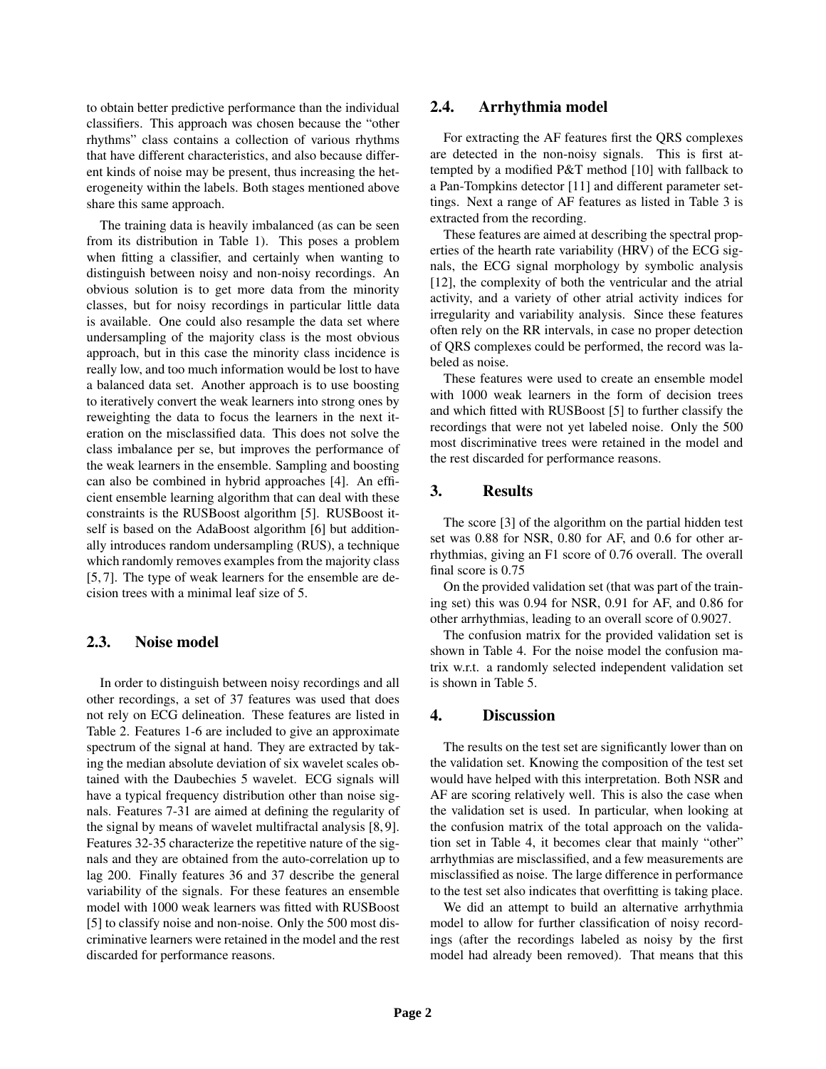to obtain better predictive performance than the individual classifiers. This approach was chosen because the "other rhythms" class contains a collection of various rhythms that have different characteristics, and also because different kinds of noise may be present, thus increasing the heterogeneity within the labels. Both stages mentioned above share this same approach.

The training data is heavily imbalanced (as can be seen from its distribution in Table 1). This poses a problem when fitting a classifier, and certainly when wanting to distinguish between noisy and non-noisy recordings. An obvious solution is to get more data from the minority classes, but for noisy recordings in particular little data is available. One could also resample the data set where undersampling of the majority class is the most obvious approach, but in this case the minority class incidence is really low, and too much information would be lost to have a balanced data set. Another approach is to use boosting to iteratively convert the weak learners into strong ones by reweighting the data to focus the learners in the next iteration on the misclassified data. This does not solve the class imbalance per se, but improves the performance of the weak learners in the ensemble. Sampling and boosting can also be combined in hybrid approaches [4]. An efficient ensemble learning algorithm that can deal with these constraints is the RUSBoost algorithm [5]. RUSBoost itself is based on the AdaBoost algorithm [6] but additionally introduces random undersampling (RUS), a technique which randomly removes examples from the majority class [5, 7]. The type of weak learners for the ensemble are decision trees with a minimal leaf size of 5.

## 2.3. Noise model

In order to distinguish between noisy recordings and all other recordings, a set of 37 features was used that does not rely on ECG delineation. These features are listed in Table 2. Features 1-6 are included to give an approximate spectrum of the signal at hand. They are extracted by taking the median absolute deviation of six wavelet scales obtained with the Daubechies 5 wavelet. ECG signals will have a typical frequency distribution other than noise signals. Features 7-31 are aimed at defining the regularity of the signal by means of wavelet multifractal analysis [8, 9]. Features 32-35 characterize the repetitive nature of the signals and they are obtained from the auto-correlation up to lag 200. Finally features 36 and 37 describe the general variability of the signals. For these features an ensemble model with 1000 weak learners was fitted with RUSBoost [5] to classify noise and non-noise. Only the 500 most discriminative learners were retained in the model and the rest discarded for performance reasons.

## 2.4. Arrhythmia model

For extracting the AF features first the QRS complexes are detected in the non-noisy signals. This is first attempted by a modified P&T method [10] with fallback to a Pan-Tompkins detector [11] and different parameter settings. Next a range of AF features as listed in Table 3 is extracted from the recording.

These features are aimed at describing the spectral properties of the hearth rate variability (HRV) of the ECG signals, the ECG signal morphology by symbolic analysis [12], the complexity of both the ventricular and the atrial activity, and a variety of other atrial activity indices for irregularity and variability analysis. Since these features often rely on the RR intervals, in case no proper detection of QRS complexes could be performed, the record was labeled as noise.

These features were used to create an ensemble model with 1000 weak learners in the form of decision trees and which fitted with RUSBoost [5] to further classify the recordings that were not yet labeled noise. Only the 500 most discriminative trees were retained in the model and the rest discarded for performance reasons.

# 3. Results

The score [3] of the algorithm on the partial hidden test set was 0.88 for NSR, 0.80 for AF, and 0.6 for other arrhythmias, giving an F1 score of 0.76 overall. The overall final score is 0.75

On the provided validation set (that was part of the training set) this was 0.94 for NSR, 0.91 for AF, and 0.86 for other arrhythmias, leading to an overall score of 0.9027.

The confusion matrix for the provided validation set is shown in Table 4. For the noise model the confusion matrix w.r.t. a randomly selected independent validation set is shown in Table 5.

# 4. Discussion

The results on the test set are significantly lower than on the validation set. Knowing the composition of the test set would have helped with this interpretation. Both NSR and AF are scoring relatively well. This is also the case when the validation set is used. In particular, when looking at the confusion matrix of the total approach on the validation set in Table 4, it becomes clear that mainly "other" arrhythmias are misclassified, and a few measurements are misclassified as noise. The large difference in performance to the test set also indicates that overfitting is taking place.

We did an attempt to build an alternative arrhythmia model to allow for further classification of noisy recordings (after the recordings labeled as noisy by the first model had already been removed). That means that this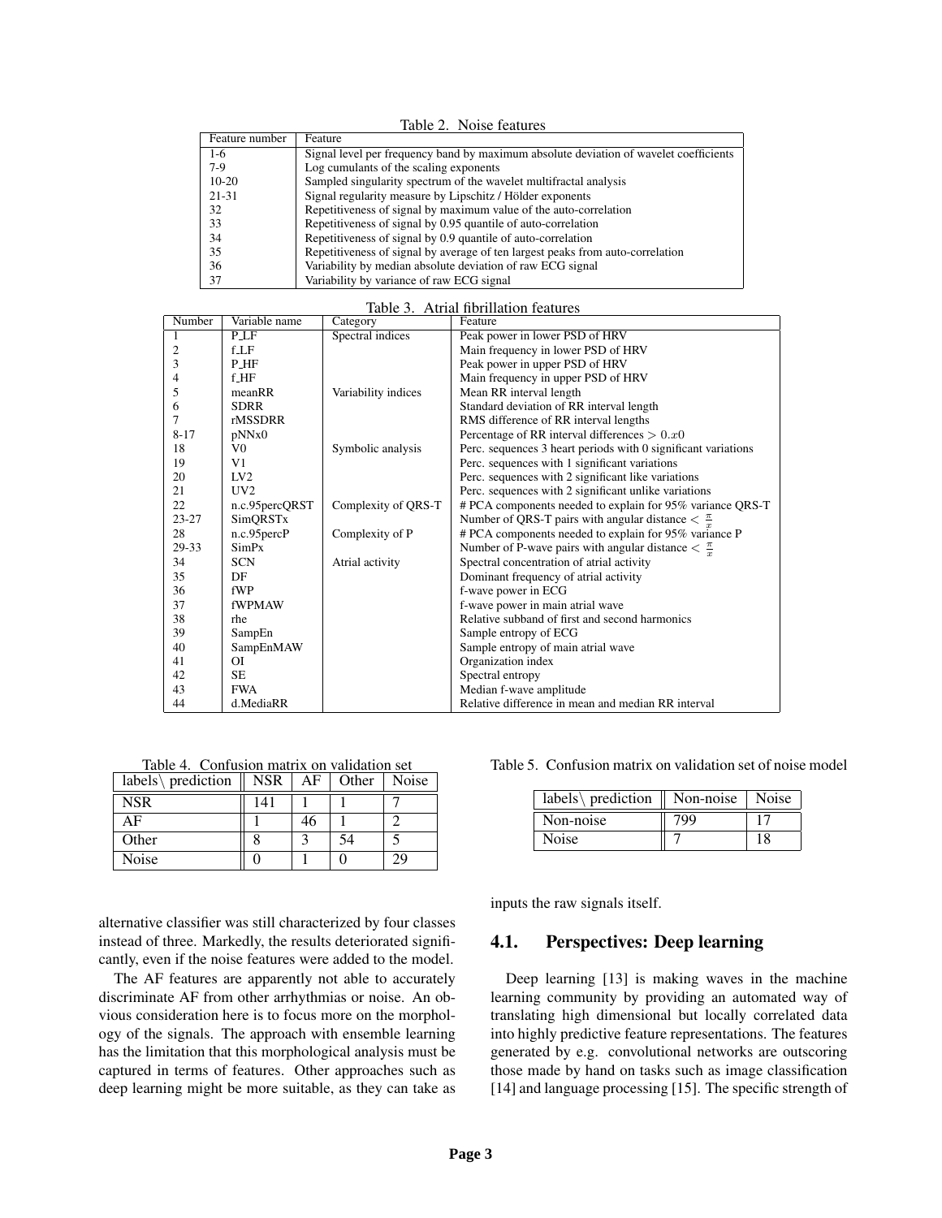Table 2. Noise features

| Feature number | Feature |
|---|---|
| 1-6 | Signal level per frequency band by maximum absolute deviation of wavelet coefficients |
| 7-9 | Log cumulants of the scaling exponents |
| 10-20 | Sampled singularity spectrum of the wavelet multifractal analysis |
| 21-31 | Signal regularity measure by Lipschitz / Hölder exponents |
| 32 | Repetitiveness of signal by maximum value of the auto-correlation |
| 33 | Repetitiveness of signal by 0.95 quantile of auto-correlation |
| 34 | Repetitiveness of signal by 0.9 quantile of auto-correlation |
| 35 | Repetitiveness of signal by average of ten largest peaks from auto-correlation |
| 36 | Variability by median absolute deviation of raw ECG signal |
| 37 | Variability by variance of raw ECG signal |

Table 3. Atrial fibrillation features

| Number | Variable name | Category | Feature |
|---|---|---|---|
| 1 | P_LF | Spectral indices | Peak power in lower PSD of HRV |
| 2 | f_LF | | Main frequency in lower PSD of HRV |
| 3 | P_HF | | Peak power in upper PSD of HRV |
| 4 | f_HF | | Main frequency in upper PSD of HRV |
| 5 | meanRR | Variability indices | Mean RR interval length |
| 6 | SDRR | | Standard deviation of RR interval length |
| 7 | rMSSDRR | | RMS difference of RR interval lengths |
| 8-17 | pNNx0 | | Percentage of RR interval differences $> 0.x0$ |
| 18 | V0 | Symbolic analysis | Perc. sequences 3 heart periods with 0 significant variations |
| 19 | V1 | | Perc. sequences with 1 significant variations |
| 20 | LV2 | | Perc. sequences with 2 significant like variations |
| 21 | UV2 | | Perc. sequences with 2 significant unlike variations |
| 22 | n.c.95percQRST | Complexity of QRS-T | # PCA components needed to explain for 95% variance QRS-T |
| 23-27 | SimQRSTx | | Number of QRS-T pairs with angular distance $< \frac{\pi}{x}$ |
| 28 | n.c.95percP | Complexity of P | # PCA components needed to explain for 95% variance P |
| 29-33 | SimPx | | Number of P-wave pairs with angular distance $< \frac{\pi}{x}$ |
| 34 | SCN | Atrial activity | Spectral concentration of atrial activity |
| 35 | DF | | Dominant frequency of atrial activity |
| 36 | fWP | | f-wave power in ECG |
| 37 | fWPMAW | | f-wave power in main atrial wave |
| 38 | rhe | | Relative subband of first and second harmonics |
| 39 | SampEn | | Sample entropy of ECG |
| 40 | SampEnMAW | | Sample entropy of main atrial wave |
| 41 | OI | | Organization index |
| 42 | SE | | Spectral entropy |
| 43 | FWA | | Median f-wave amplitude |
| 44 | d.MediaRR | | Relative difference in mean and median RR interval |

Table 4. Confusion matrix on validation set

| labels\ prediction | NSR | AF | Other | Noise |
|---|---|---|---|---|
| NSR | 141 | 1 | 1 | 7 |
| AF | 1 | 46 | 1 | 2 |
| Other | 8 | 3 | 54 | 5 |
| Noise | 0 | 1 | 0 | 29 |

alternative classifier was still characterized by four classes instead of three. Markedly, the results deteriorated significantly, even if the noise features were added to the model.

The AF features are apparently not able to accurately discriminate AF from other arrhythmias or noise. An obvious consideration here is to focus more on the morphology of the signals. The approach with ensemble learning has the limitation that this morphological analysis must be captured in terms of features. Other approaches such as deep learning might be more suitable, as they can take as inputs the raw signals itself.

Table 5. Confusion matrix on validation set of noise model

| labels\ prediction | Non-noise | Noise |
|---|---|---|
| Non-noise | 799 | 17 |
| Noise | 7 | 18 |

## 4.1. Perspectives: Deep learning

Deep learning [13] is making waves in the machine learning community by providing an automated way of translating high dimensional but locally correlated data into highly predictive feature representations. The features generated by e.g. convolutional networks are outscoring those made by hand on tasks such as image classification [14] and language processing [15]. The specific strength of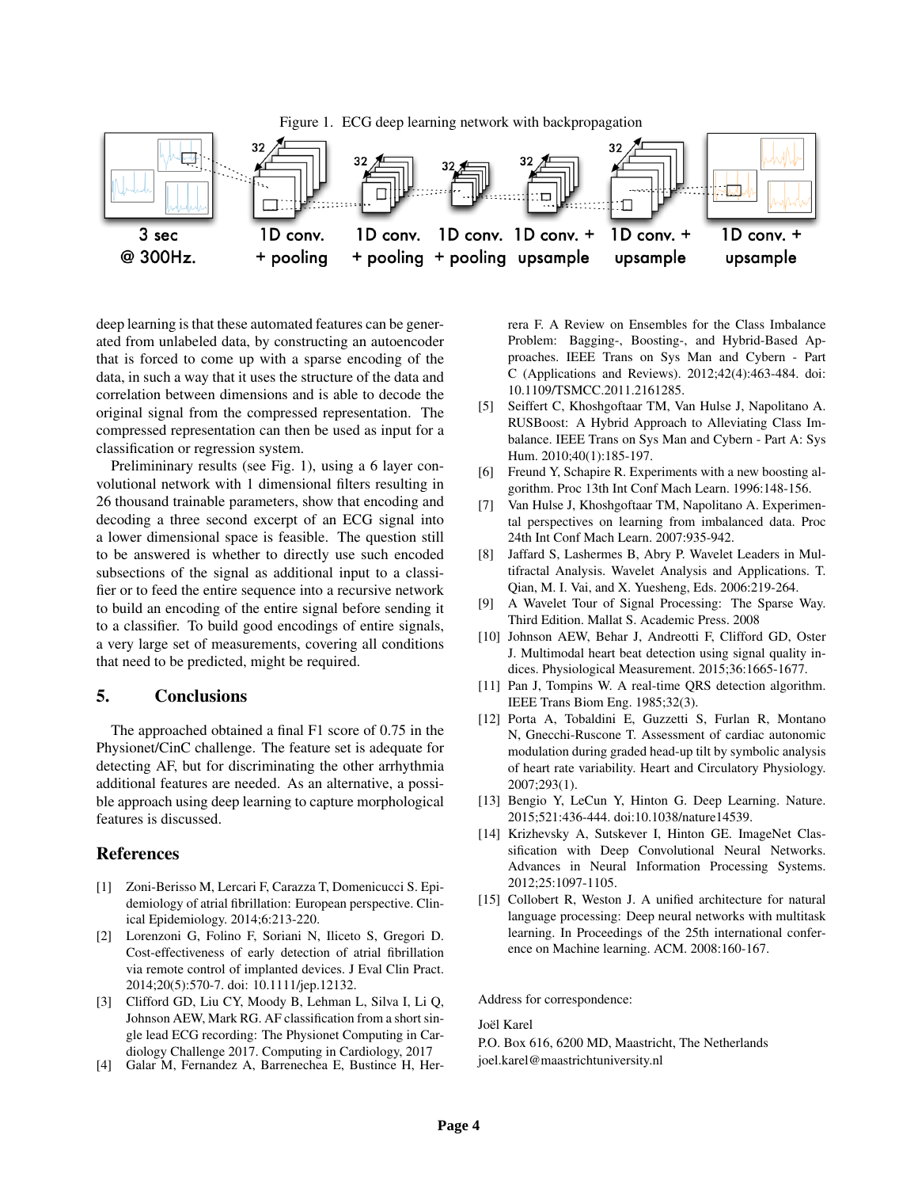Figure 1. ECG deep learning network with backpropagation

3 sec @ 300Hz.

32

1D conv. + pooling

32

1D conv. + pooling

32

1D conv. + pooling

32

1D conv. + upsample

32

1D conv. + upsample

1D conv. + upsample

deep learning is that these automated features can be generated from unlabeled data, by constructing an autoencoder that is forced to come up with a sparse encoding of the data, in such a way that it uses the structure of the data and correlation between dimensions and is able to decode the original signal from the compressed representation. The compressed representation can then be used as input for a classification or regression system.

Prelimininary results (see Fig. 1), using a 6 layer convolutional network with 1 dimensional filters resulting in 26 thousand trainable parameters, show that encoding and decoding a three second excerpt of an ECG signal into a lower dimensional space is feasible. The question still to be answered is whether to directly use such encoded subsections of the signal as additional input to a classifier or to feed the entire sequence into a recursive network to build an encoding of the entire signal before sending it to a classifier. To build good encodings of entire signals, a very large set of measurements, covering all conditions that need to be predicted, might be required.

## 5. Conclusions

The approached obtained a final F1 score of 0.75 in the Physionet/CinC challenge. The feature set is adequate for detecting AF, but for discriminating the other arrhythmia additional features are needed. As an alternative, a possible approach using deep learning to capture morphological features is discussed.

## References

[1] Zoni-Berisso M, Lercari F, Carazza T, Domenicucci S. Epidemiology of atrial fibrillation: European perspective. Clinical Epidemiology. 2014;6:213-220.

[2] Lorenzoni G, Folino F, Soriani N, Iliceto S, Gregori D. Cost-effectiveness of early detection of atrial fibrillation via remote control of implanted devices. J Eval Clin Pract. 2014;20(5):570-7. doi: 10.1111/jep.12132.

[3] Clifford GD, Liu CY, Moody B, Lehman L, Silva I, Li Q, Johnson AEW, Mark RG. AF classification from a short single lead ECG recording: The Physionet Computing in Cardiology Challenge 2017. Computing in Cardiology, 2017

[4] Galar M, Fernandez A, Barrenechea E, Bustince H, Herrera F. A Review on Ensembles for the Class Imbalance Problem: Bagging-, Boosting-, and Hybrid-Based Approaches. IEEE Trans on Sys Man and Cybern - Part C (Applications and Reviews). 2012;42(4):463-484. doi: 10.1109/TSMCC.2011.2161285.

[5] Seiffert C, Khoshgoftaar TM, Van Hulse J, Napolitano A. RUSBoost: A Hybrid Approach to Alleviating Class Imbalance. IEEE Trans on Sys Man and Cybern - Part A: Sys Hum. 2010;40(1):185-197.

[6] Freund Y, Schapire R. Experiments with a new boosting algorithm. Proc 13th Int Conf Mach Learn. 1996:148-156.

[7] Van Hulse J, Khoshgoftaar TM, Napolitano A. Experimental perspectives on learning from imbalanced data. Proc 24th Int Conf Mach Learn. 2007:935-942.

[8] Jaffard S, Lashermes B, Abry P. Wavelet Leaders in Multifractal Analysis. Wavelet Analysis and Applications. T. Qian, M. I. Vai, and X. Yuesheng, Eds. 2006:219-264.

[9] A Wavelet Tour of Signal Processing: The Sparse Way. Third Edition. Mallat S. Academic Press. 2008

[10] Johnson AEW, Behar J, Andreotti F, Clifford GD, Oster J. Multimodal heart beat detection using signal quality indices. Physiological Measurement. 2015;36:1665-1677.

[11] Pan J, Tompins W. A real-time QRS detection algorithm. IEEE Trans Biom Eng. 1985;32(3).

[12] Porta A, Tobaldini E, Guzzetti S, Furlan R, Montano N, Gnecchi-Ruscone T. Assessment of cardiac autonomic modulation during graded head-up tilt by symbolic analysis of heart rate variability. Heart and Circulatory Physiology. 2007;293(1).

[13] Bengio Y, LeCun Y, Hinton G. Deep Learning. Nature. 2015;521:436-444. doi:10.1038/nature14539.

[14] Krizhevsky A, Sutskever I, Hinton GE. ImageNet Classification with Deep Convolutional Neural Networks. Advances in Neural Information Processing Systems. 2012;25:1097-1105.

[15] Collobert R, Weston J. A unified architecture for natural language processing: Deep neural networks with multitask learning. In Proceedings of the 25th international conference on Machine learning. ACM. 2008:160-167.

Address for correspondence:

Joël Karel
P.O. Box 616, 6200 MD, Maastricht, The Netherlands
joel.karel@maastrichtuniversity.nl